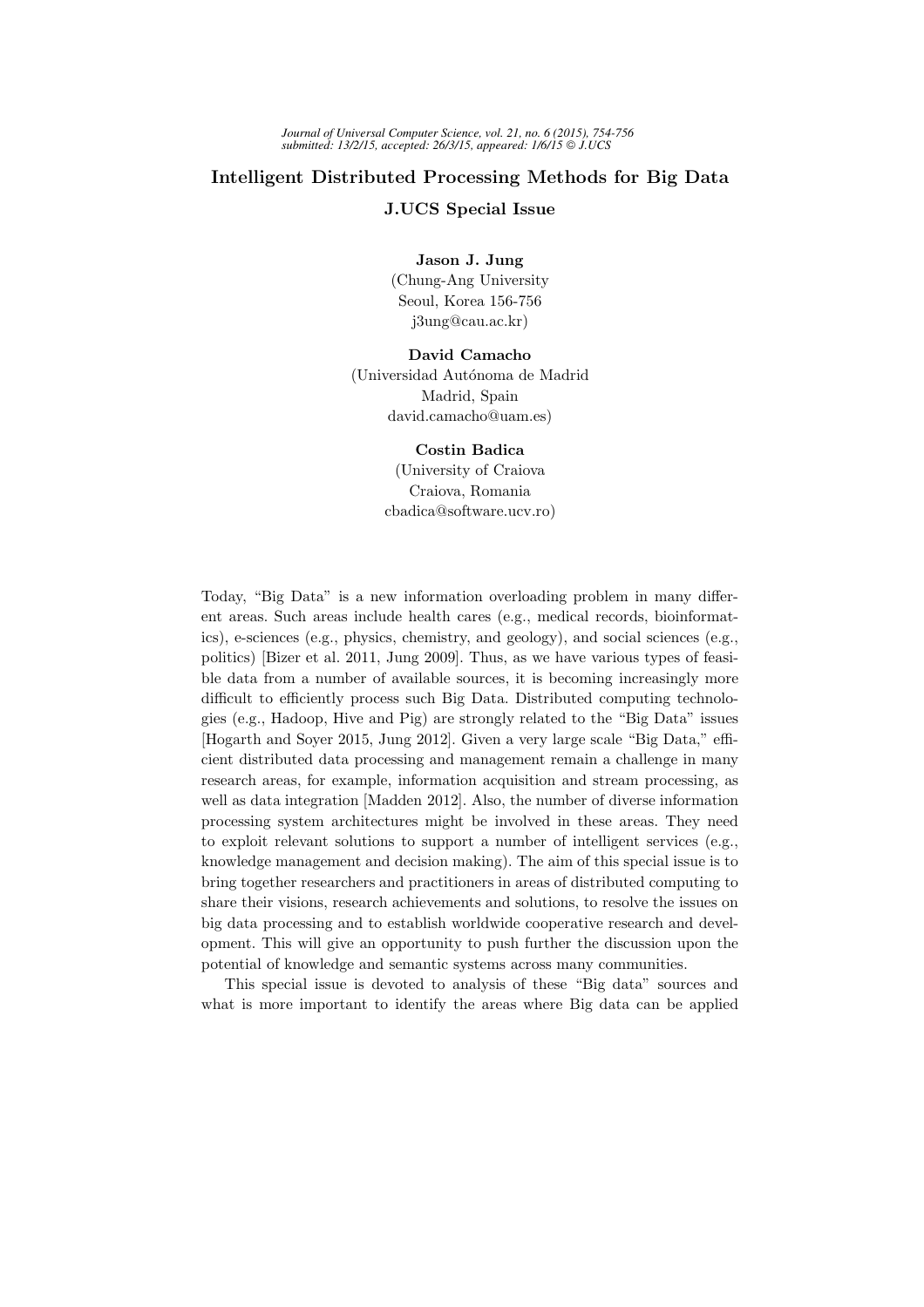# Intelligent Distributed Processing Methods for Big Data

## J.UCS Special Issue

**Jason J. Jung**
(Chung-Ang University
Seoul, Korea 156-756
j3ung@cau.ac.kr)

**David Camacho**
(Universidad Autónoma de Madrid
Madrid, Spain
david.camacho@uam.es)

**Costin Badica**
(University of Craiova
Craiova, Romania
cbadica@software.ucv.ro)

Today, "Big Data" is a new information overloading problem in many different areas. Such areas include health cares (e.g., medical records, bioinformatics), e-sciences (e.g., physics, chemistry, and geology), and social sciences (e.g., politics) [Bizer et al. 2011, Jung 2009]. Thus, as we have various types of feasible data from a number of available sources, it is becoming increasingly more difficult to efficiently process such Big Data. Distributed computing technologies (e.g., Hadoop, Hive and Pig) are strongly related to the "Big Data" issues [Hogarth and Soyer 2015, Jung 2012]. Given a very large scale "Big Data," efficient distributed data processing and management remain a challenge in many research areas, for example, information acquisition and stream processing, as well as data integration [Madden 2012]. Also, the number of diverse information processing system architectures might be involved in these areas. They need to exploit relevant solutions to support a number of intelligent services (e.g., knowledge management and decision making). The aim of this special issue is to bring together researchers and practitioners in areas of distributed computing to share their visions, research achievements and solutions, to resolve the issues on big data processing and to establish worldwide cooperative research and development. This will give an opportunity to push further the discussion upon the potential of knowledge and semantic systems across many communities.

This special issue is devoted to analysis of these "Big data" sources and what is more important to identify the areas where Big data can be applied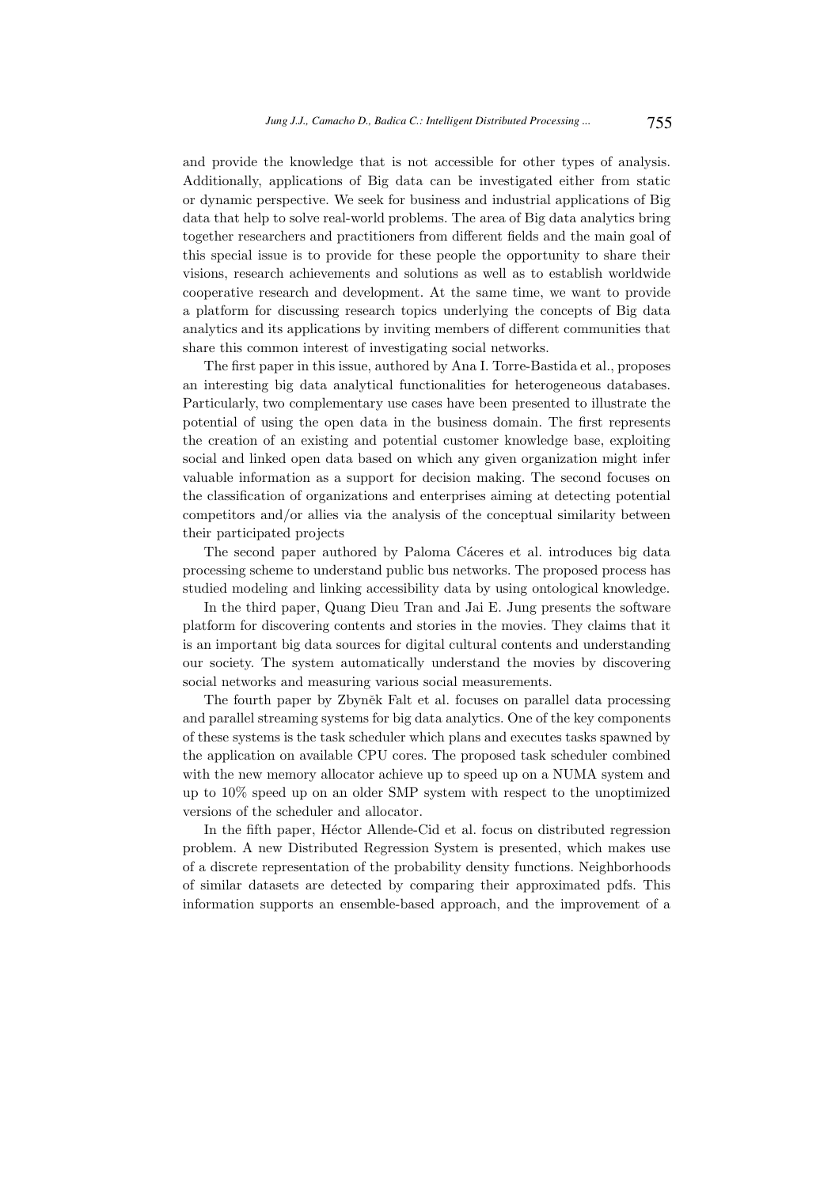and provide the knowledge that is not accessible for other types of analysis. Additionally, applications of Big data can be investigated either from static or dynamic perspective. We seek for business and industrial applications of Big data that help to solve real-world problems. The area of Big data analytics bring together researchers and practitioners from different fields and the main goal of this special issue is to provide for these people the opportunity to share their visions, research achievements and solutions as well as to establish worldwide cooperative research and development. At the same time, we want to provide a platform for discussing research topics underlying the concepts of Big data analytics and its applications by inviting members of different communities that share this common interest of investigating social networks.

The first paper in this issue, authored by Ana I. Torre-Bastida et al., proposes an interesting big data analytical functionalities for heterogeneous databases. Particularly, two complementary use cases have been presented to illustrate the potential of using the open data in the business domain. The first represents the creation of an existing and potential customer knowledge base, exploiting social and linked open data based on which any given organization might infer valuable information as a support for decision making. The second focuses on the classification of organizations and enterprises aiming at detecting potential competitors and/or allies via the analysis of the conceptual similarity between their participated projects

The second paper authored by Paloma Cáceres et al. introduces big data processing scheme to understand public bus networks. The proposed process has studied modeling and linking accessibility data by using ontological knowledge.

In the third paper, Quang Dieu Tran and Jai E. Jung presents the software platform for discovering contents and stories in the movies. They claims that it is an important big data sources for digital cultural contents and understanding our society. The system automatically understand the movies by discovering social networks and measuring various social measurements.

The fourth paper by Zbyněk Falt et al. focuses on parallel data processing and parallel streaming systems for big data analytics. One of the key components of these systems is the task scheduler which plans and executes tasks spawned by the application on available CPU cores. The proposed task scheduler combined with the new memory allocator achieve up to speed up on a NUMA system and up to 10% speed up on an older SMP system with respect to the unoptimized versions of the scheduler and allocator.

In the fifth paper, Héctor Allende-Cid et al. focus on distributed regression problem. A new Distributed Regression System is presented, which makes use of a discrete representation of the probability density functions. Neighborhoods of similar datasets are detected by comparing their approximated pdfs. This information supports an ensemble-based approach, and the improvement of a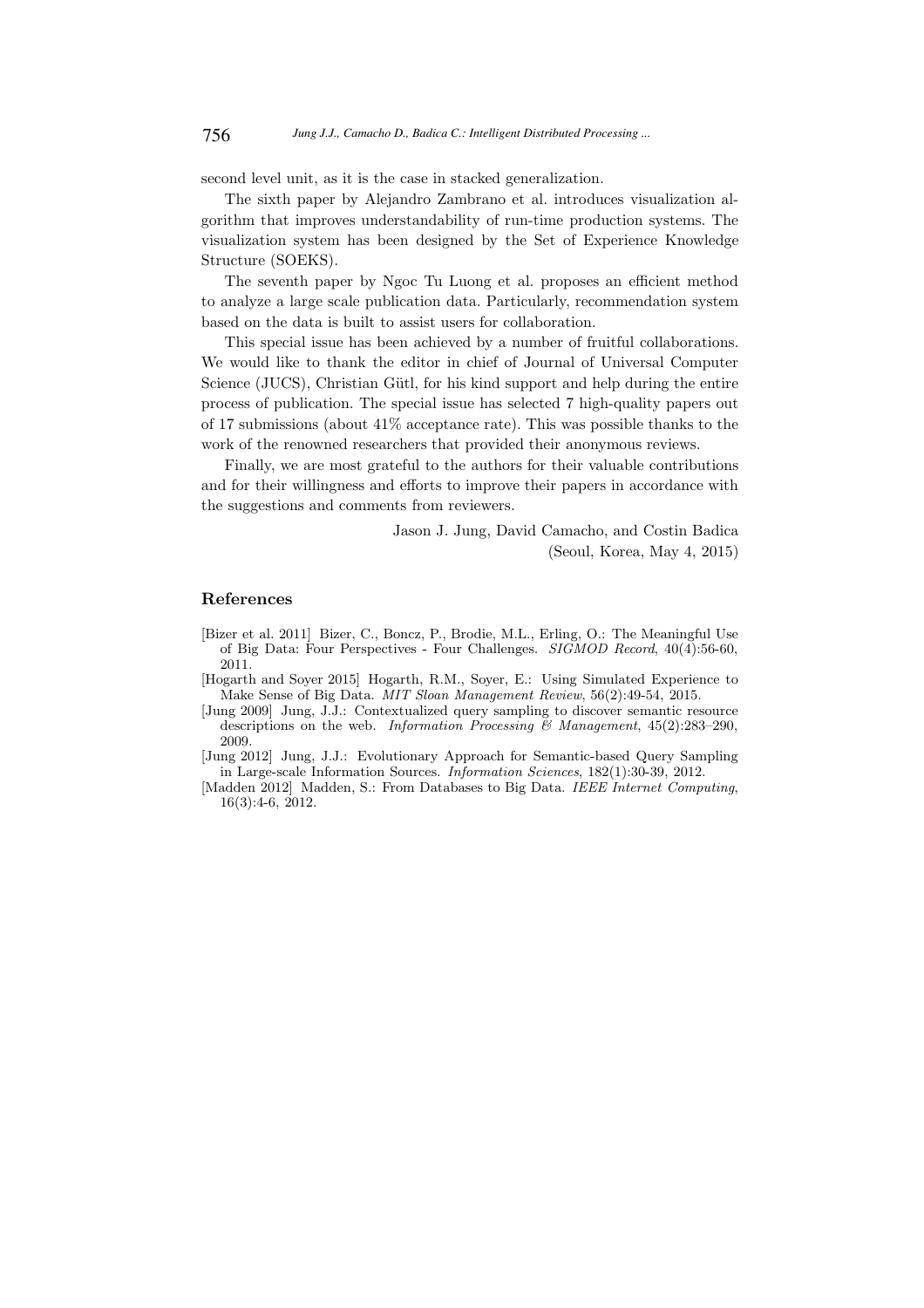second level unit, as it is the case in stacked generalization.

The sixth paper by Alejandro Zambrano et al. introduces visualization algorithm that improves understandability of run-time production systems. The visualization system has been designed by the Set of Experience Knowledge Structure (SOEKS).

The seventh paper by Ngoc Tu Luong et al. proposes an efficient method to analyze a large scale publication data. Particularly, recommendation system based on the data is built to assist users for collaboration.

This special issue has been achieved by a number of fruitful collaborations. We would like to thank the editor in chief of Journal of Universal Computer Science (JUCS), Christian Gütl, for his kind support and help during the entire process of publication. The special issue has selected 7 high-quality papers out of 17 submissions (about 41% acceptance rate). This was possible thanks to the work of the renowned researchers that provided their anonymous reviews.

Finally, we are most grateful to the authors for their valuable contributions and for their willingness and efforts to improve their papers in accordance with the suggestions and comments from reviewers.

Jason J. Jung, David Camacho, and Costin Badica
(Seoul, Korea, May 4, 2015)

## References

[Bizer et al. 2011] Bizer, C., Boncz, P., Brodie, M.L., Erling, O.: The Meaningful Use of Big Data: Four Perspectives - Four Challenges. *SIGMOD Record*, 40(4):56-60, 2011.

[Hogarth and Soyer 2015] Hogarth, R.M., Soyer, E.: Using Simulated Experience to Make Sense of Big Data. *MIT Sloan Management Review*, 56(2):49-54, 2015.

[Jung 2009] Jung, J.J.: Contextualized query sampling to discover semantic resource descriptions on the web. *Information Processing & Management*, 45(2):283–290, 2009.

[Jung 2012] Jung, J.J.: Evolutionary Approach for Semantic-based Query Sampling in Large-scale Information Sources. *Information Sciences*, 182(1):30-39, 2012.

[Madden 2012] Madden, S.: From Databases to Big Data. *IEEE Internet Computing*, 16(3):4-6, 2012.